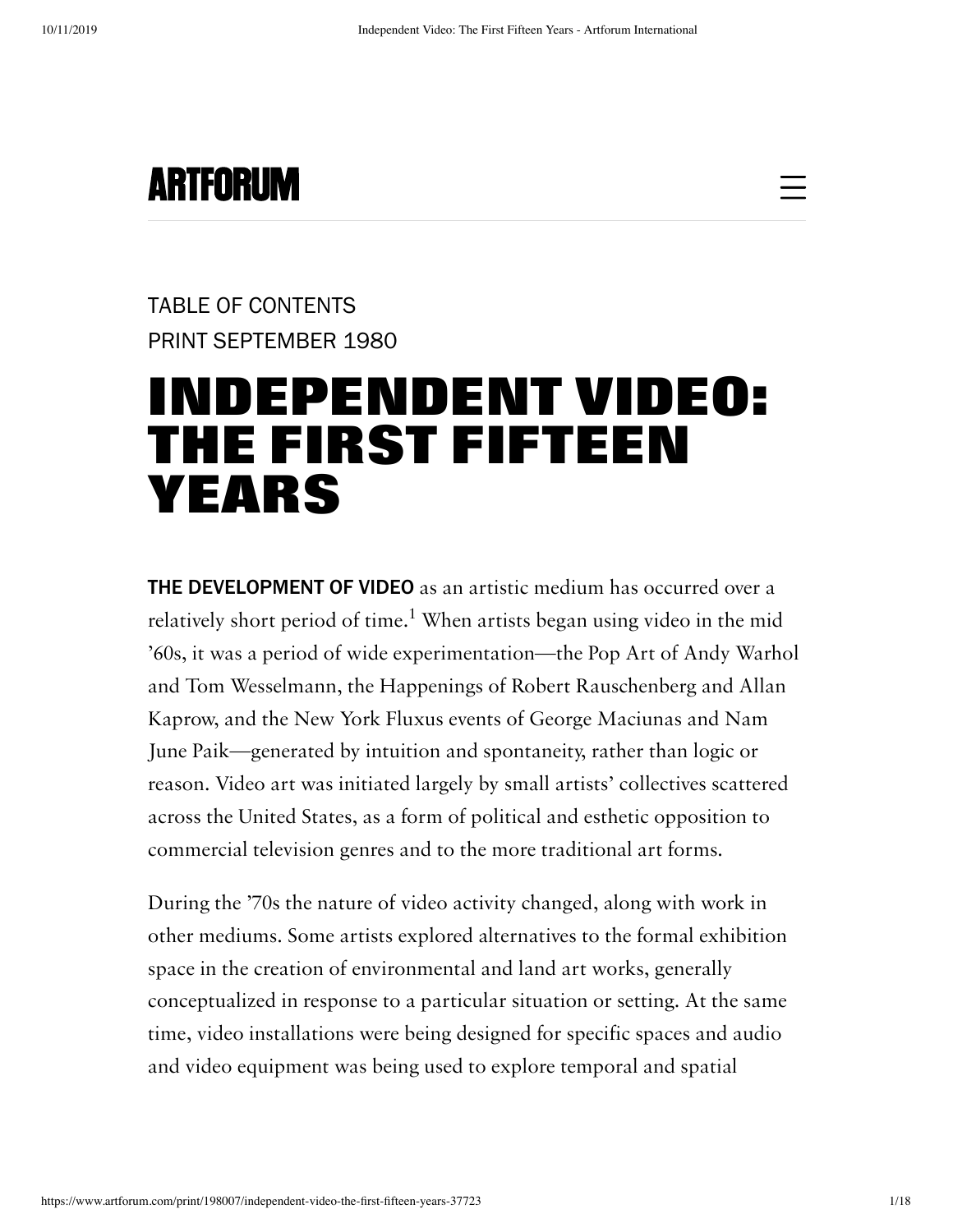ARTFORUM

TABLE OF CONTENTS

PRINT SEPTEMBER 1980

# INDEPENDENT VIDEO: THE FIRST FIFTEEN YEARS

**THE DEVELOPMENT OF VIDEO** as an artistic medium has occurred over a relatively short period of time.[1] When artists began using video in the mid '60s, it was a period of wide experimentation—the Pop Art of Andy Warhol and Tom Wesselmann, the Happenings of Robert Rauschenberg and Allan Kaprow, and the New York Fluxus events of George Maciunas and Nam June Paik—generated by intuition and spontaneity, rather than logic or reason. Video art was initiated largely by small artists' collectives scattered across the United States, as a form of political and esthetic opposition to commercial television genres and to the more traditional art forms.

During the '70s the nature of video activity changed, along with work in other mediums. Some artists explored alternatives to the formal exhibition space in the creation of environmental and land art works, generally conceptualized in response to a particular situation or setting. At the same time, video installations were being designed for specific spaces and audio and video equipment was being used to explore temporal and spatial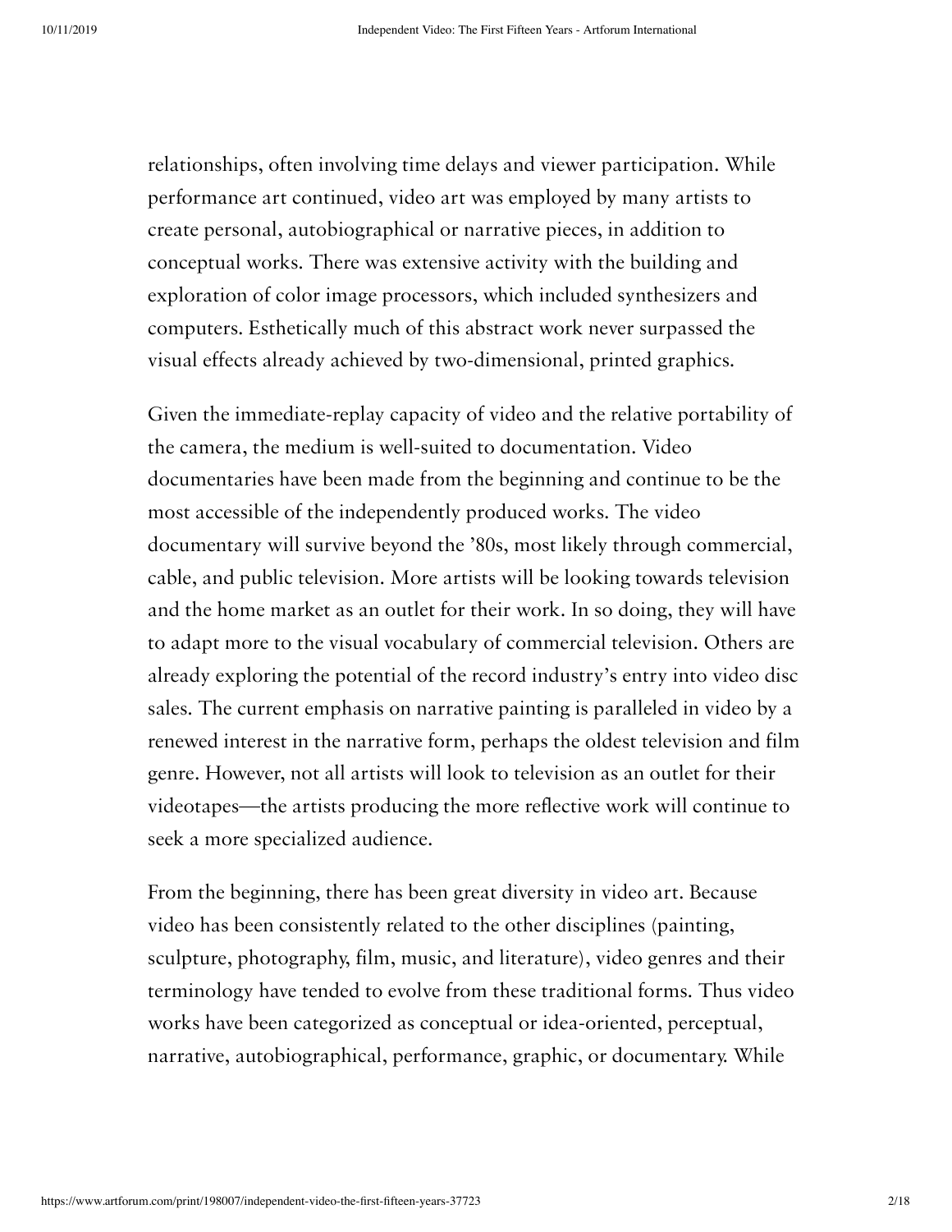relationships, often involving time delays and viewer participation. While performance art continued, video art was employed by many artists to create personal, autobiographical or narrative pieces, in addition to conceptual works. There was extensive activity with the building and exploration of color image processors, which included synthesizers and computers. Esthetically much of this abstract work never surpassed the visual effects already achieved by two-dimensional, printed graphics.

Given the immediate-replay capacity of video and the relative portability of the camera, the medium is well-suited to documentation. Video documentaries have been made from the beginning and continue to be the most accessible of the independently produced works. The video documentary will survive beyond the ’80s, most likely through commercial, cable, and public television. More artists will be looking towards television and the home market as an outlet for their work. In so doing, they will have to adapt more to the visual vocabulary of commercial television. Others are already exploring the potential of the record industry’s entry into video disc sales. The current emphasis on narrative painting is paralleled in video by a renewed interest in the narrative form, perhaps the oldest television and film genre. However, not all artists will look to television as an outlet for their videotapes—the artists producing the more reflective work will continue to seek a more specialized audience.

From the beginning, there has been great diversity in video art. Because video has been consistently related to the other disciplines (painting, sculpture, photography, film, music, and literature), video genres and their terminology have tended to evolve from these traditional forms. Thus video works have been categorized as conceptual or idea-oriented, perceptual, narrative, autobiographical, performance, graphic, or documentary. While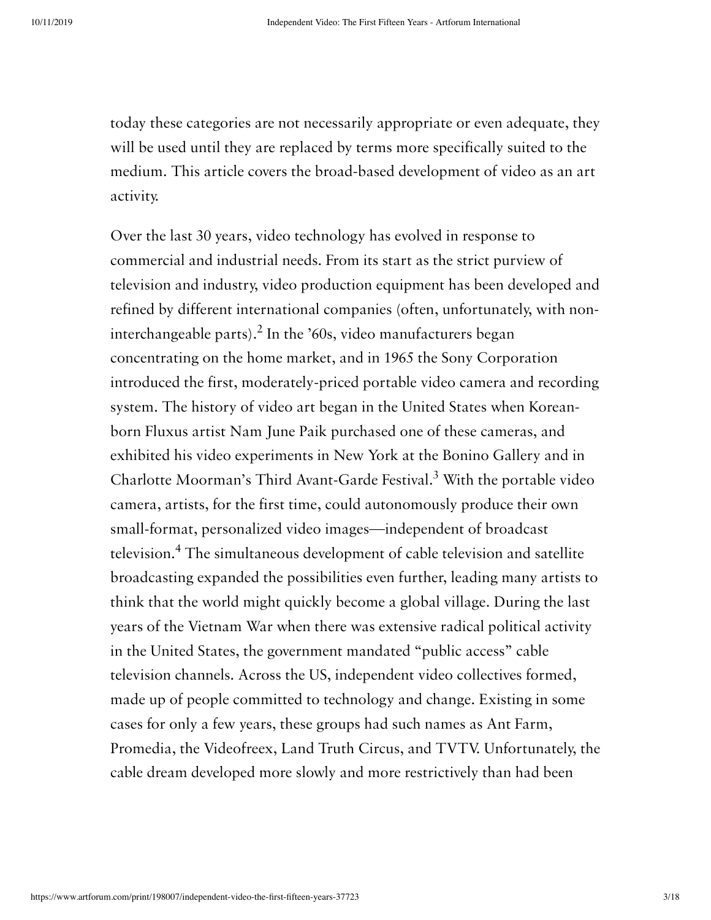today these categories are not necessarily appropriate or even adequate, they will be used until they are replaced by terms more specifically suited to the medium. This article covers the broad-based development of video as an art activity.

Over the last 30 years, video technology has evolved in response to commercial and industrial needs. From its start as the strict purview of television and industry, video production equipment has been developed and refined by different international companies (often, unfortunately, with non-interchangeable parts).[2] In the '60s, video manufacturers began concentrating on the home market, and in 1965 the Sony Corporation introduced the first, moderately-priced portable video camera and recording system. The history of video art began in the United States when Korean-born Fluxus artist Nam June Paik purchased one of these cameras, and exhibited his video experiments in New York at the Bonino Gallery and in Charlotte Moorman's Third Avant-Garde Festival.[3] With the portable video camera, artists, for the first time, could autonomously produce their own small-format, personalized video images—independent of broadcast television.[4] The simultaneous development of cable television and satellite broadcasting expanded the possibilities even further, leading many artists to think that the world might quickly become a global village. During the last years of the Vietnam War when there was extensive radical political activity in the United States, the government mandated "public access" cable television channels. Across the US, independent video collectives formed, made up of people committed to technology and change. Existing in some cases for only a few years, these groups had such names as Ant Farm, Promedia, the Videofreex, Land Truth Circus, and TVTV. Unfortunately, the cable dream developed more slowly and more restrictively than had been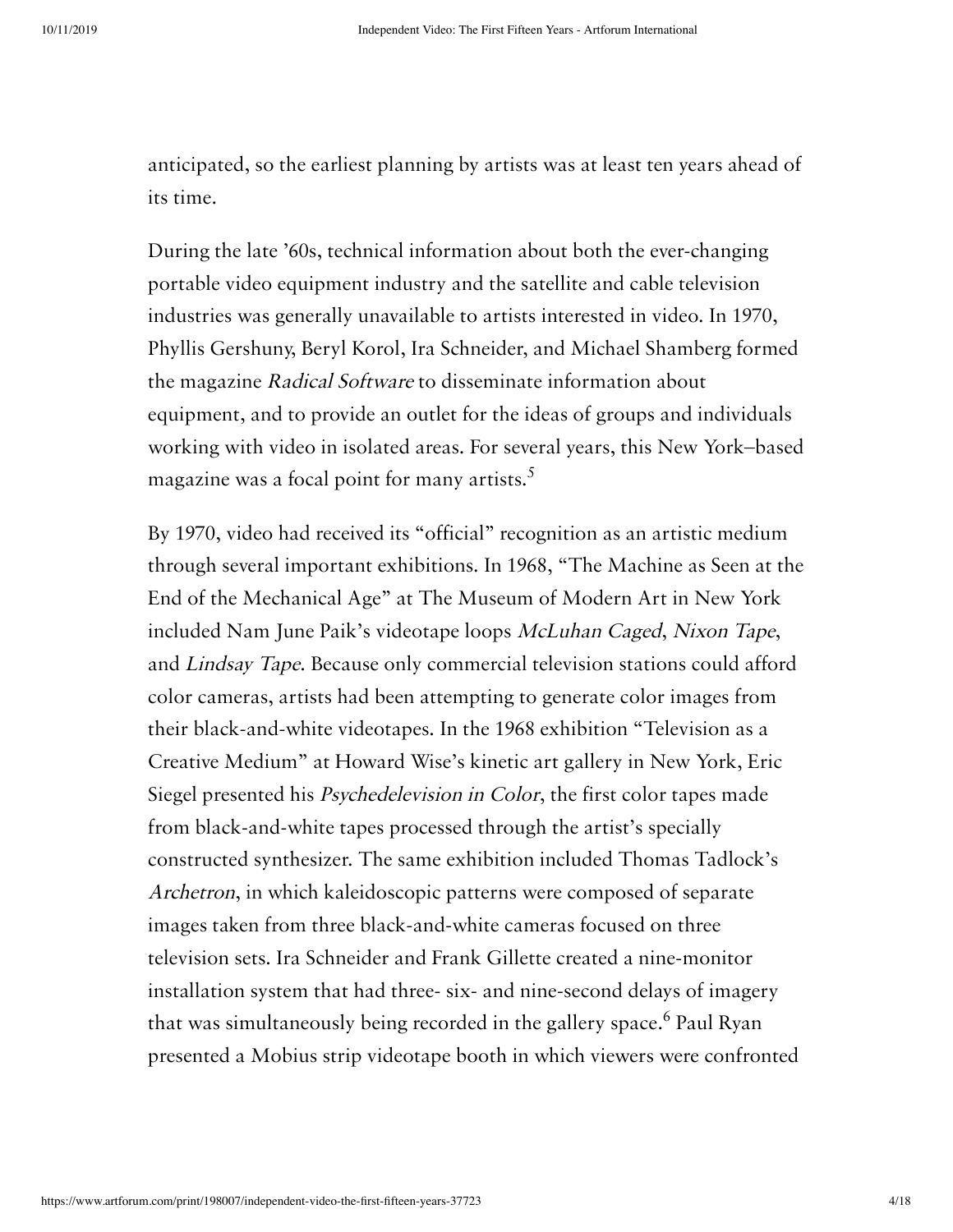anticipated, so the earliest planning by artists was at least ten years ahead of its time.

During the late ’60s, technical information about both the ever-changing portable video equipment industry and the satellite and cable television industries was generally unavailable to artists interested in video. In 1970, Phyllis Gershuny, Beryl Korol, Ira Schneider, and Michael Shamberg formed the magazine *Radical Software* to disseminate information about equipment, and to provide an outlet for the ideas of groups and individuals working with video in isolated areas. For several years, this New York–based magazine was a focal point for many artists.[5]

By 1970, video had received its “official” recognition as an artistic medium through several important exhibitions. In 1968, “The Machine as Seen at the End of the Mechanical Age” at The Museum of Modern Art in New York included Nam June Paik’s videotape loops *McLuhan Caged*, *Nixon Tape*, and *Lindsay Tape*. Because only commercial television stations could afford color cameras, artists had been attempting to generate color images from their black-and-white videotapes. In the 1968 exhibition “Television as a Creative Medium” at Howard Wise’s kinetic art gallery in New York, Eric Siegel presented his *Psychedelevision in Color*, the first color tapes made from black-and-white tapes processed through the artist’s specially constructed synthesizer. The same exhibition included Thomas Tadlock’s *Archetron*, in which kaleidoscopic patterns were composed of separate images taken from three black-and-white cameras focused on three television sets. Ira Schneider and Frank Gillette created a nine-monitor installation system that had three- six- and nine-second delays of imagery that was simultaneously being recorded in the gallery space.[6] Paul Ryan presented a Mobius strip videotape booth in which viewers were confronted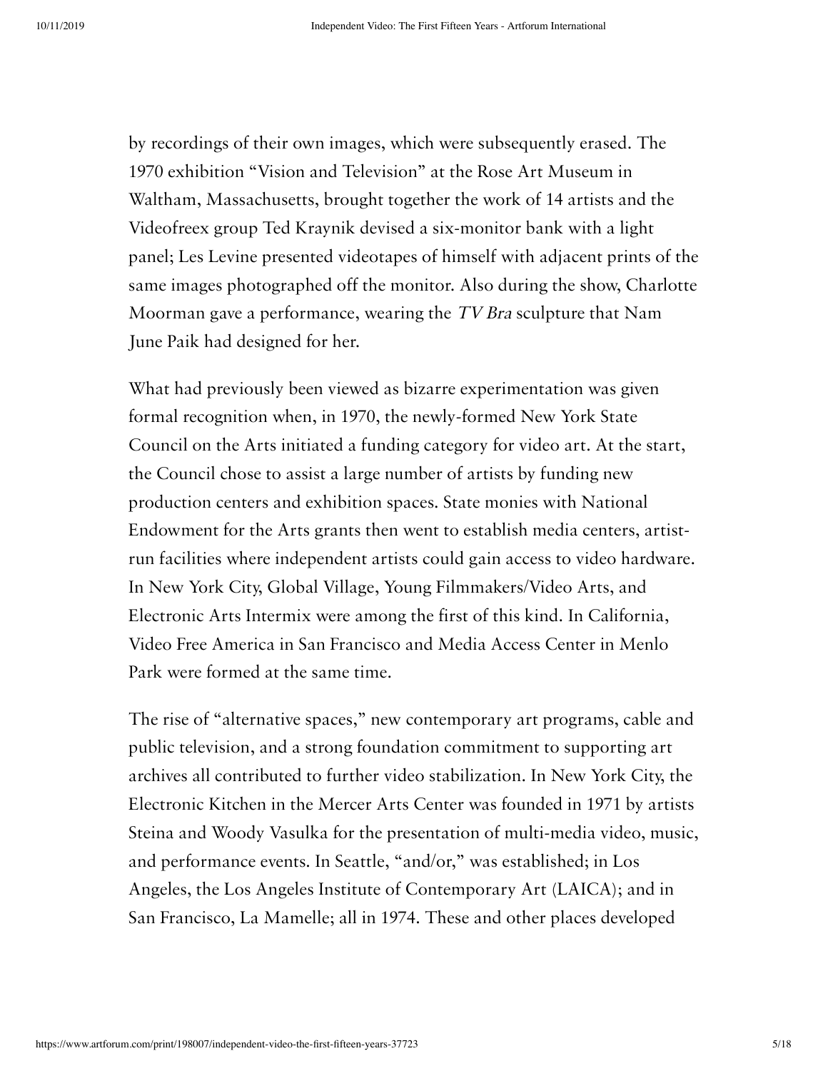by recordings of their own images, which were subsequently erased. The 1970 exhibition "Vision and Television" at the Rose Art Museum in Waltham, Massachusetts, brought together the work of 14 artists and the Videofreex group Ted Kraynik devised a six-monitor bank with a light panel; Les Levine presented videotapes of himself with adjacent prints of the same images photographed off the monitor. Also during the show, Charlotte Moorman gave a performance, wearing the *TV Bra* sculpture that Nam June Paik had designed for her.

What had previously been viewed as bizarre experimentation was given formal recognition when, in 1970, the newly-formed New York State Council on the Arts initiated a funding category for video art. At the start, the Council chose to assist a large number of artists by funding new production centers and exhibition spaces. State monies with National Endowment for the Arts grants then went to establish media centers, artist-run facilities where independent artists could gain access to video hardware. In New York City, Global Village, Young Filmmakers/Video Arts, and Electronic Arts Intermix were among the first of this kind. In California, Video Free America in San Francisco and Media Access Center in Menlo Park were formed at the same time.

The rise of "alternative spaces," new contemporary art programs, cable and public television, and a strong foundation commitment to supporting art archives all contributed to further video stabilization. In New York City, the Electronic Kitchen in the Mercer Arts Center was founded in 1971 by artists Steina and Woody Vasulka for the presentation of multi-media video, music, and performance events. In Seattle, "and/or," was established; in Los Angeles, the Los Angeles Institute of Contemporary Art (LAICA); and in San Francisco, La Mamelle; all in 1974. These and other places developed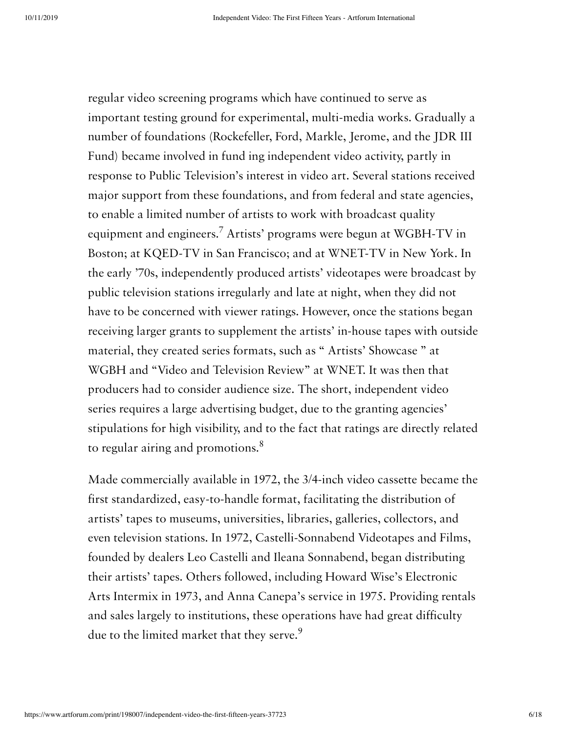regular video screening programs which have continued to serve as important testing ground for experimental, multi-media works. Gradually a number of foundations (Rockefeller, Ford, Markle, Jerome, and the JDR III Fund) became involved in fund ing independent video activity, partly in response to Public Television's interest in video art. Several stations received major support from these foundations, and from federal and state agencies, to enable a limited number of artists to work with broadcast quality equipment and engineers.[7] Artists' programs were begun at WGBH-TV in Boston; at KQED-TV in San Francisco; and at WNET-TV in New York. In the early '70s, independently produced artists' videotapes were broadcast by public television stations irregularly and late at night, when they did not have to be concerned with viewer ratings. However, once the stations began receiving larger grants to supplement the artists' in-house tapes with outside material, they created series formats, such as " Artists' Showcase " at WGBH and "Video and Television Review" at WNET. It was then that producers had to consider audience size. The short, independent video series requires a large advertising budget, due to the granting agencies' stipulations for high visibility, and to the fact that ratings are directly related to regular airing and promotions.[8]

Made commercially available in 1972, the 3/4-inch video cassette became the first standardized, easy-to-handle format, facilitating the distribution of artists' tapes to museums, universities, libraries, galleries, collectors, and even television stations. In 1972, Castelli-Sonnabend Videotapes and Films, founded by dealers Leo Castelli and Ileana Sonnabend, began distributing their artists' tapes. Others followed, including Howard Wise's Electronic Arts Intermix in 1973, and Anna Canepa's service in 1975. Providing rentals and sales largely to institutions, these operations have had great difficulty due to the limited market that they serve.[9]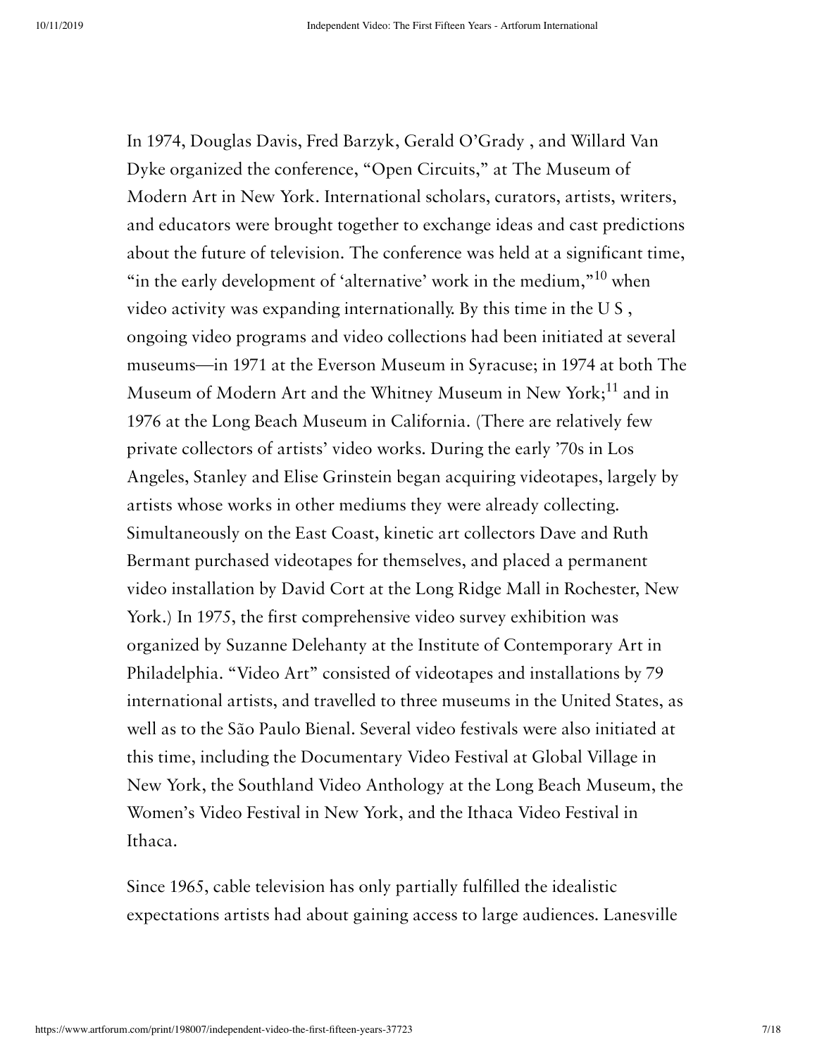In 1974, Douglas Davis, Fred Barzyk, Gerald O'Grady , and Willard Van Dyke organized the conference, "Open Circuits," at The Museum of Modern Art in New York. International scholars, curators, artists, writers, and educators were brought together to exchange ideas and cast predictions about the future of television. The conference was held at a significant time, "in the early development of 'alternative' work in the medium,"[10] when video activity was expanding internationally. By this time in the U S , ongoing video programs and video collections had been initiated at several museums—in 1971 at the Everson Museum in Syracuse; in 1974 at both The Museum of Modern Art and the Whitney Museum in New York;[11] and in 1976 at the Long Beach Museum in California. (There are relatively few private collectors of artists' video works. During the early '70s in Los Angeles, Stanley and Elise Grinstein began acquiring videotapes, largely by artists whose works in other mediums they were already collecting. Simultaneously on the East Coast, kinetic art collectors Dave and Ruth Bermant purchased videotapes for themselves, and placed a permanent video installation by David Cort at the Long Ridge Mall in Rochester, New York.) In 1975, the first comprehensive video survey exhibition was organized by Suzanne Delehanty at the Institute of Contemporary Art in Philadelphia. "Video Art" consisted of videotapes and installations by 79 international artists, and travelled to three museums in the United States, as well as to the São Paulo Bienal. Several video festivals were also initiated at this time, including the Documentary Video Festival at Global Village in New York, the Southland Video Anthology at the Long Beach Museum, the Women's Video Festival in New York, and the Ithaca Video Festival in Ithaca.

Since 1965, cable television has only partially fulfilled the idealistic expectations artists had about gaining access to large audiences. Lanesville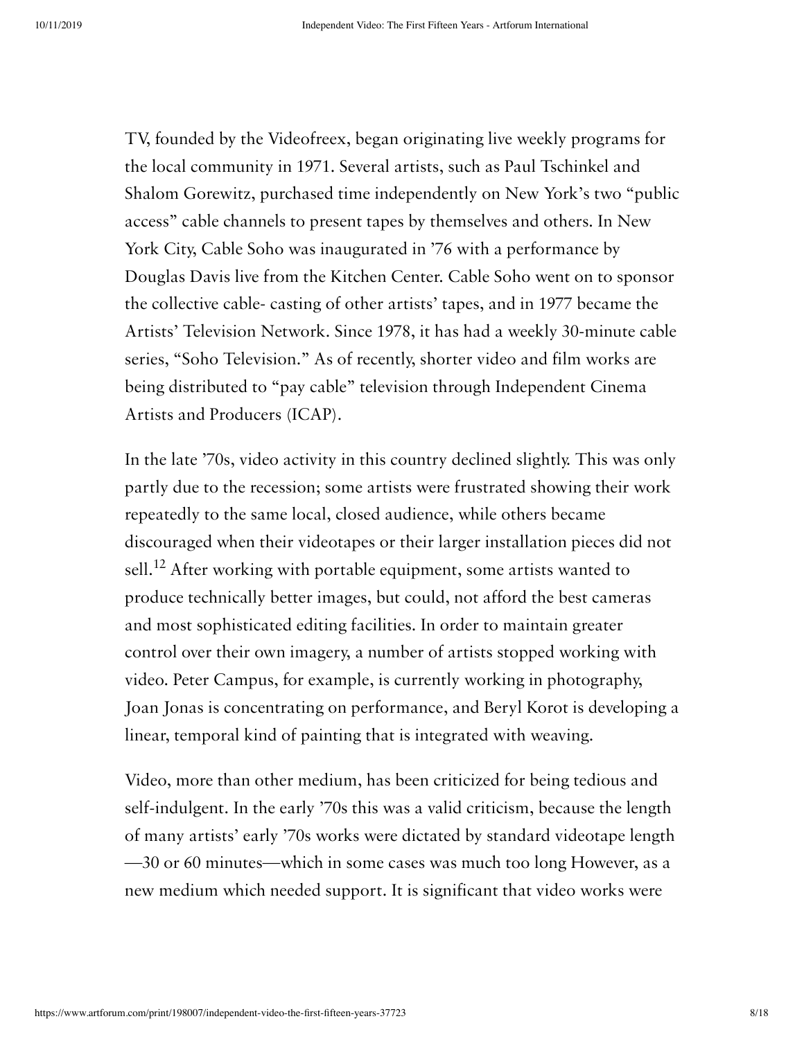TV, founded by the Videofreex, began originating live weekly programs for the local community in 1971. Several artists, such as Paul Tschinkel and Shalom Gorewitz, purchased time independently on New York's two "public access" cable channels to present tapes by themselves and others. In New York City, Cable Soho was inaugurated in '76 with a performance by Douglas Davis live from the Kitchen Center. Cable Soho went on to sponsor the collective cable- casting of other artists' tapes, and in 1977 became the Artists' Television Network. Since 1978, it has had a weekly 30-minute cable series, "Soho Television." As of recently, shorter video and film works are being distributed to "pay cable" television through Independent Cinema Artists and Producers (ICAP).

In the late '70s, video activity in this country declined slightly. This was only partly due to the recession; some artists were frustrated showing their work repeatedly to the same local, closed audience, while others became discouraged when their videotapes or their larger installation pieces did not sell.[12] After working with portable equipment, some artists wanted to produce technically better images, but could, not afford the best cameras and most sophisticated editing facilities. In order to maintain greater control over their own imagery, a number of artists stopped working with video. Peter Campus, for example, is currently working in photography, Joan Jonas is concentrating on performance, and Beryl Korot is developing a linear, temporal kind of painting that is integrated with weaving.

Video, more than other medium, has been criticized for being tedious and self-indulgent. In the early '70s this was a valid criticism, because the length of many artists' early '70s works were dictated by standard videotape length —30 or 60 minutes—which in some cases was much too long However, as a new medium which needed support. It is significant that video works were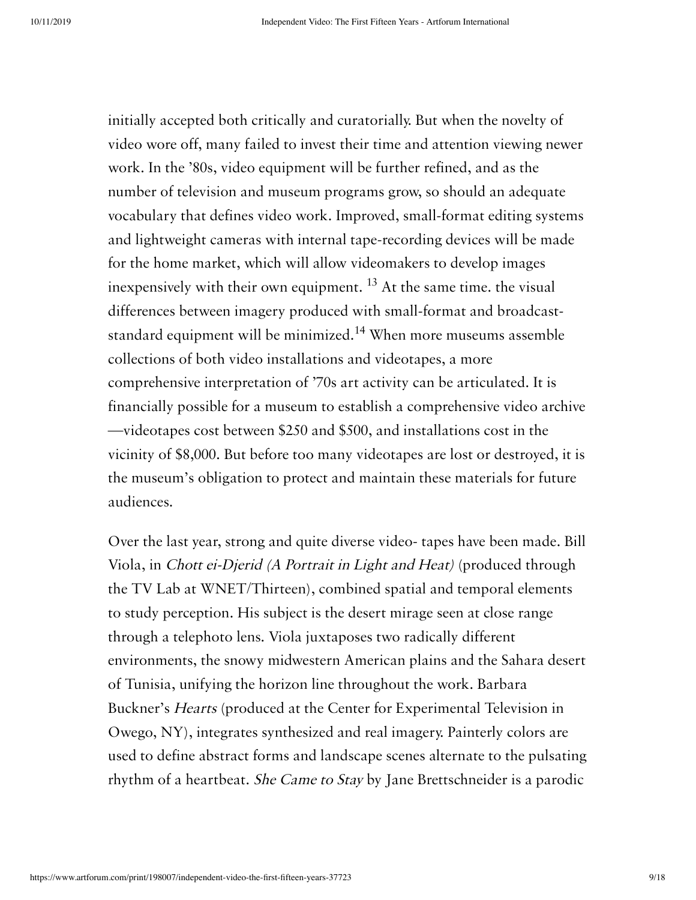initially accepted both critically and curatorially. But when the novelty of video wore off, many failed to invest their time and attention viewing newer work. In the ’80s, video equipment will be further refined, and as the number of television and museum programs grow, so should an adequate vocabulary that defines video work. Improved, small-format editing systems and lightweight cameras with internal tape-recording devices will be made for the home market, which will allow videomakers to develop images inexpensively with their own equipment. [13] At the same time. the visual differences between imagery produced with small-format and broadcast-standard equipment will be minimized.[14] When more museums assemble collections of both video installations and videotapes, a more comprehensive interpretation of ’70s art activity can be articulated. It is financially possible for a museum to establish a comprehensive video archive —videotapes cost between $250 and $500, and installations cost in the vicinity of $8,000. But before too many videotapes are lost or destroyed, it is the museum’s obligation to protect and maintain these materials for future audiences.

Over the last year, strong and quite diverse video- tapes have been made. Bill Viola, in *Chott ei-Djerid (A Portrait in Light and Heat)* (produced through the TV Lab at WNET/Thirteen), combined spatial and temporal elements to study perception. His subject is the desert mirage seen at close range through a telephoto lens. Viola juxtaposes two radically different environments, the snowy midwestern American plains and the Sahara desert of Tunisia, unifying the horizon line throughout the work. Barbara Buckner’s *Hearts* (produced at the Center for Experimental Television in Owego, NY), integrates synthesized and real imagery. Painterly colors are used to define abstract forms and landscape scenes alternate to the pulsating rhythm of a heartbeat. *She Came to Stay* by Jane Brettschneider is a parodic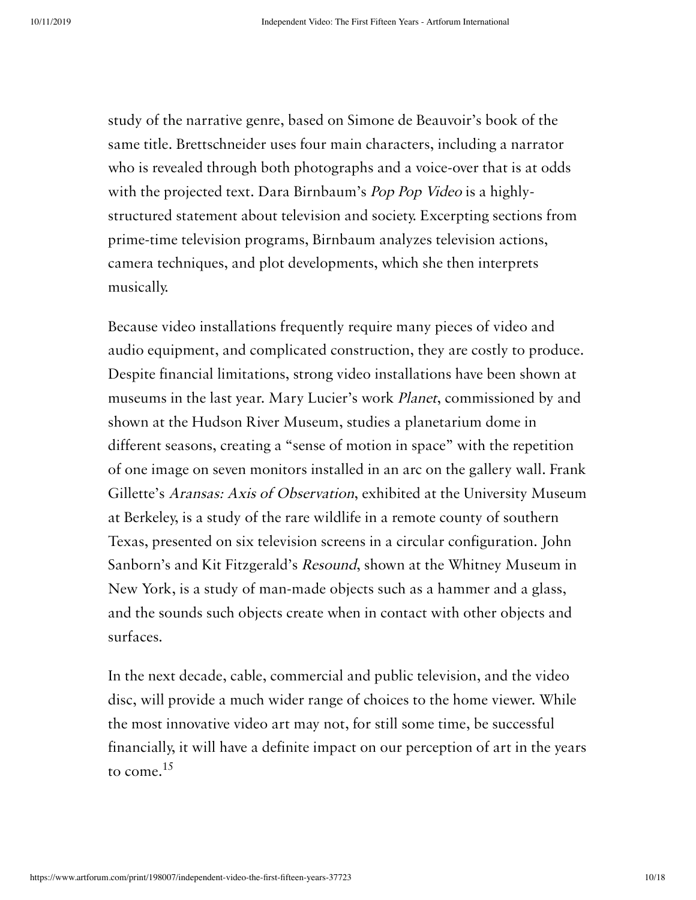study of the narrative genre, based on Simone de Beauvoir's book of the same title. Brettschneider uses four main characters, including a narrator who is revealed through both photographs and a voice-over that is at odds with the projected text. Dara Birnbaum's *Pop Pop Video* is a highly-structured statement about television and society. Excerpting sections from prime-time television programs, Birnbaum analyzes television actions, camera techniques, and plot developments, which she then interprets musically.

Because video installations frequently require many pieces of video and audio equipment, and complicated construction, they are costly to produce. Despite financial limitations, strong video installations have been shown at museums in the last year. Mary Lucier's work *Planet*, commissioned by and shown at the Hudson River Museum, studies a planetarium dome in different seasons, creating a "sense of motion in space" with the repetition of one image on seven monitors installed in an arc on the gallery wall. Frank Gillette's *Aransas: Axis of Observation*, exhibited at the University Museum at Berkeley, is a study of the rare wildlife in a remote county of southern Texas, presented on six television screens in a circular configuration. John Sanborn's and Kit Fitzgerald's *Resound*, shown at the Whitney Museum in New York, is a study of man-made objects such as a hammer and a glass, and the sounds such objects create when in contact with other objects and surfaces.

In the next decade, cable, commercial and public television, and the video disc, will provide a much wider range of choices to the home viewer. While the most innovative video art may not, for still some time, be successful financially, it will have a definite impact on our perception of art in the years to come.[15]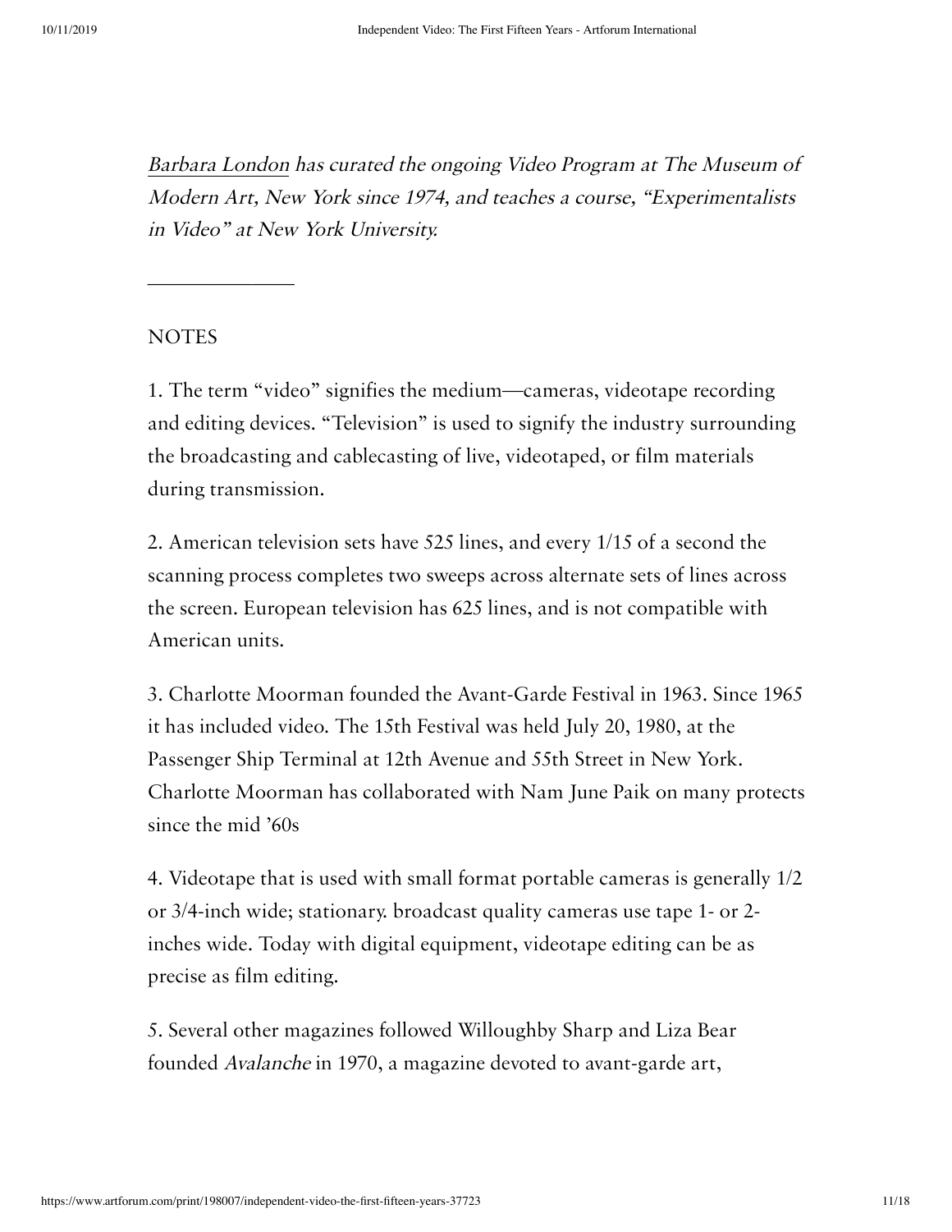*Barbara London has curated the ongoing Video Program at The Museum of Modern Art, New York since 1974, and teaches a course, "Experimentalists in Video" at New York University.*

---

NOTES

1. The term "video" signifies the medium—cameras, videotape recording and editing devices. "Television" is used to signify the industry surrounding the broadcasting and cablecasting of live, videotaped, or film materials during transmission.

2. American television sets have 525 lines, and every 1/15 of a second the scanning process completes two sweeps across alternate sets of lines across the screen. European television has 625 lines, and is not compatible with American units.

3. Charlotte Moorman founded the Avant-Garde Festival in 1963. Since 1965 it has included video. The 15th Festival was held July 20, 1980, at the Passenger Ship Terminal at 12th Avenue and 55th Street in New York. Charlotte Moorman has collaborated with Nam June Paik on many protects since the mid '60s

4. Videotape that is used with small format portable cameras is generally 1/2 or 3/4-inch wide; stationary. broadcast quality cameras use tape 1- or 2-inches wide. Today with digital equipment, videotape editing can be as precise as film editing.

5. Several other magazines followed Willoughby Sharp and Liza Bear founded *Avalanche* in 1970, a magazine devoted to avant-garde art,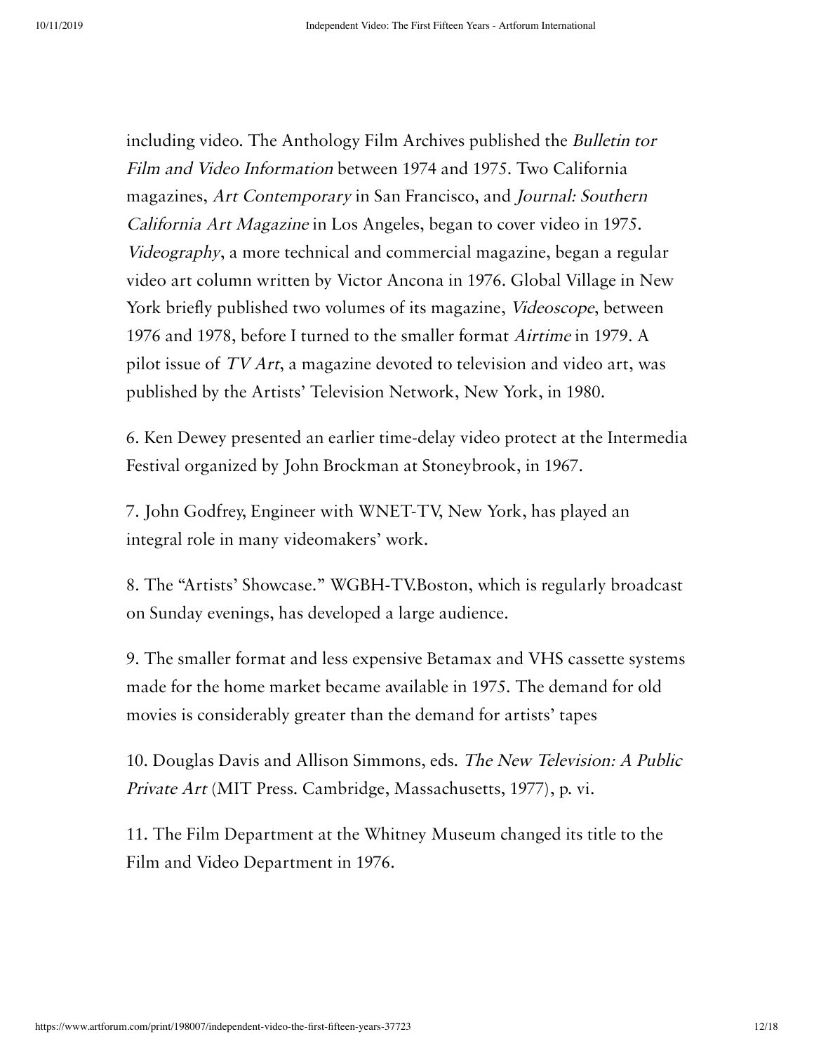including video. The Anthology Film Archives published the *Bulletin tor Film and Video Information* between 1974 and 1975. Two California magazines, *Art Contemporary* in San Francisco, and *Journal: Southern California Art Magazine* in Los Angeles, began to cover video in 1975. *Videography*, a more technical and commercial magazine, began a regular video art column written by Victor Ancona in 1976. Global Village in New York briefly published two volumes of its magazine, *Videoscope*, between 1976 and 1978, before I turned to the smaller format *Airtime* in 1979. A pilot issue of *TV Art*, a magazine devoted to television and video art, was published by the Artists' Television Network, New York, in 1980.

6. Ken Dewey presented an earlier time-delay video protect at the Intermedia Festival organized by John Brockman at Stoneybrook, in 1967.

7. John Godfrey, Engineer with WNET-TV, New York, has played an integral role in many videomakers' work.

8. The "Artists' Showcase." WGBH-TV.Boston, which is regularly broadcast on Sunday evenings, has developed a large audience.

9. The smaller format and less expensive Betamax and VHS cassette systems made for the home market became available in 1975. The demand for old movies is considerably greater than the demand for artists' tapes

10. Douglas Davis and Allison Simmons, eds. *The New Television: A Public Private Art* (MIT Press. Cambridge, Massachusetts, 1977), p. vi.

11. The Film Department at the Whitney Museum changed its title to the Film and Video Department in 1976.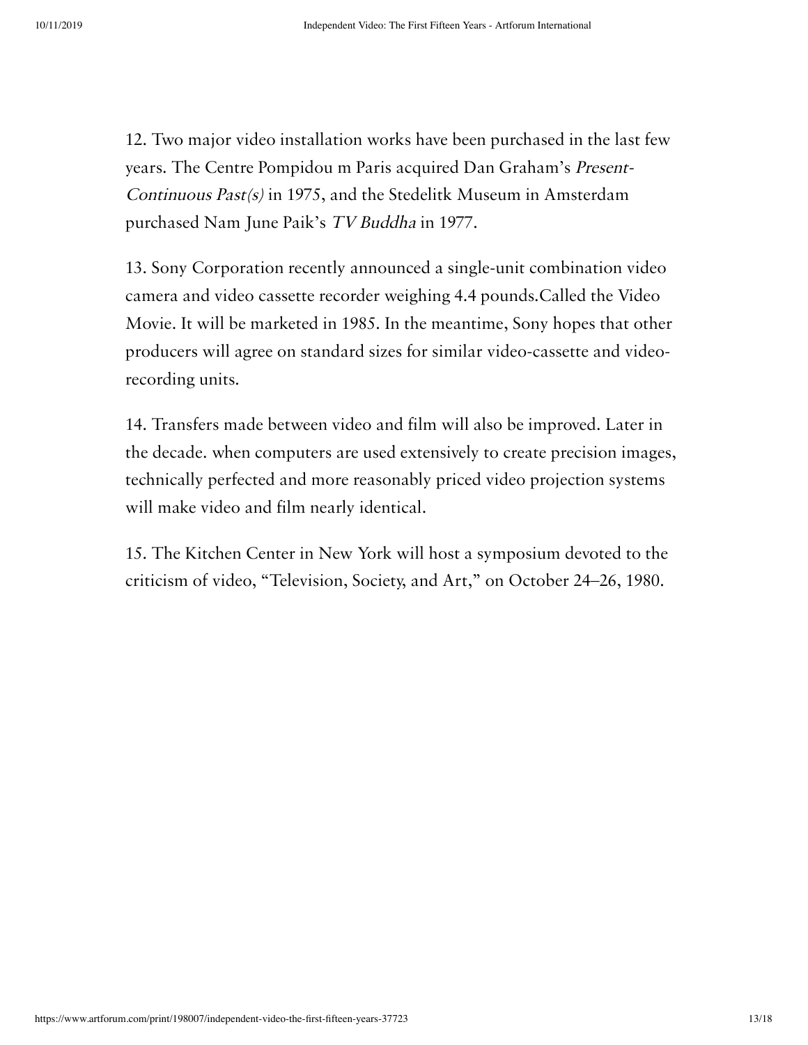12. Two major video installation works have been purchased in the last few years. The Centre Pompidou m Paris acquired Dan Graham's *Present-Continuous Past(s)* in 1975, and the Stedelitk Museum in Amsterdam purchased Nam June Paik's *TV Buddha* in 1977.

13. Sony Corporation recently announced a single-unit combination video camera and video cassette recorder weighing 4.4 pounds.Called the Video Movie. It will be marketed in 1985. In the meantime, Sony hopes that other producers will agree on standard sizes for similar video-cassette and video-recording units.

14. Transfers made between video and film will also be improved. Later in the decade. when computers are used extensively to create precision images, technically perfected and more reasonably priced video projection systems will make video and film nearly identical.

15. The Kitchen Center in New York will host a symposium devoted to the criticism of video, "Television, Society, and Art," on October 24–26, 1980.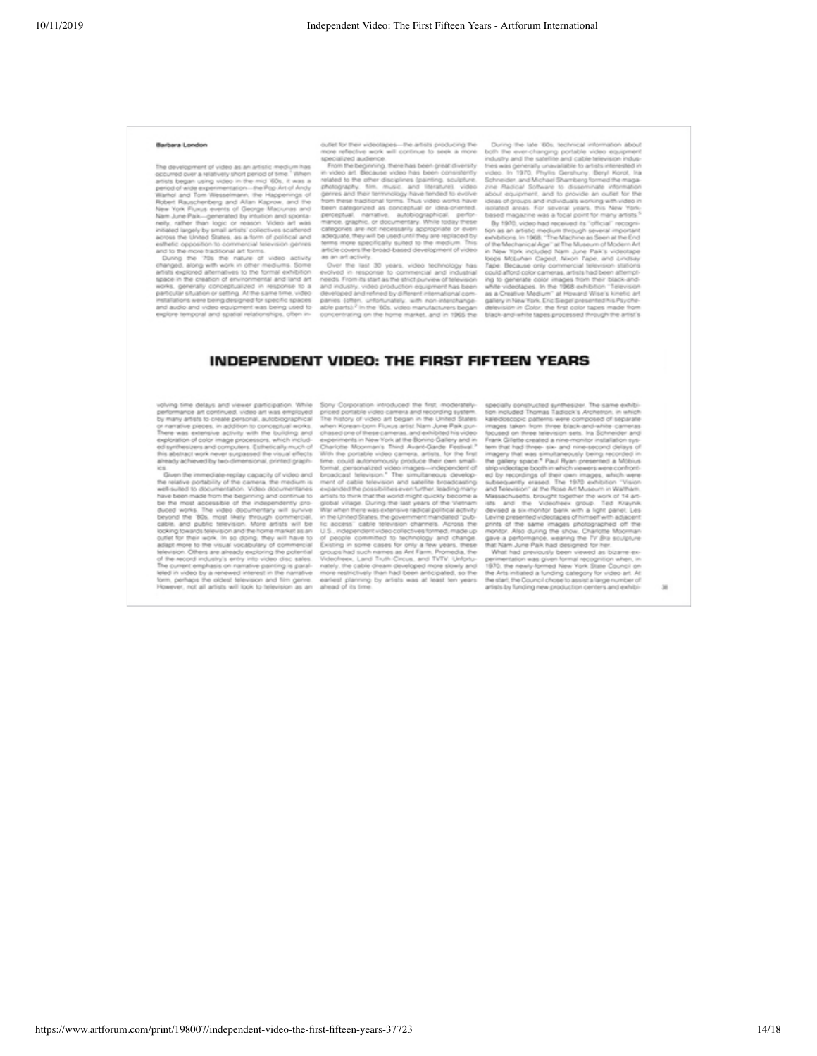# INDEPENDENT VIDEO: THE FIRST FIFTEEN YEARS

**Barbara London**

The development of video as an artistic medium has occurred over a relatively short period of time.[1] When artists began using video in the mid '60s, it was a period of wide experimentation—the Pop Art of Andy Warhol and Tom Wesselmann, the Happenings of Robert Rauschenberg and Allan Kaprow, and the New York Fluxus events of George Maciunas and Nam June Paik—generated by intuition and spontaneity, rather than logic or reason. Video art was initiated largely by small artists' collectives scattered across the United States, as a form of political and esthetic opposition to commercial television genres and to the more traditional art forms.

During the '70s the nature of video activity changed, along with work in other mediums. Some artists explored alternatives to the formal exhibition space in the creation of environmental and land art works, generally conceptualized in response to a particular situation or setting. At the same time, video installations were being designed for specific spaces and audio and video equipment was being used to explore temporal and spatial relationships, often involving time delays and viewer participation. While performance art continued, video art was employed by many artists to create personal, autobiographical or narrative pieces, in addition to conceptual works. There was extensive activity with the building and exploration of color image processors, which included synthesizers and computers. Esthetically much of this abstract work never surpassed the visual effects already achieved by two-dimensional, printed graphics.

Given the immediate-replay capacity of video and the relative portability of the camera, the medium is well-suited to documentation. Video documentaries have been made from the beginning and continue to be the most accessible of the independently produced works. The video documentary will survive beyond the '80s, most likely through commercial, cable, and public television. More artists will be looking towards television and the home market as an outlet for their work. In so doing, they will have to adapt more to the visual vocabulary of commercial television. Others are already exploring the potential of the record industry's entry into video disc sales. The current emphasis on narrative painting is paralleled in video by a renewed interest in the narrative form, perhaps the oldest television and film genre. However, not all artists will look to television as an outlet for their videotapes—the artists producing the more reflective work will continue to seek a more specialized audience.

From the beginning, there has been great diversity in video art. Because video has been consistently related to the other disciplines (painting, sculpture, photography, film, music, and literature), video genres and their terminology have tended to evolve from these traditional forms. Thus video works have been categorized as conceptual or idea-oriented, perceptual, narrative, autobiographical, performance, graphic, or documentary. While today these categories are not necessarily appropriate or even adequate, they will be used until they are replaced by terms more specifically suited to the medium. This article covers the broad-based development of video as an art activity.

Over the last 30 years, video technology has evolved in response to commercial and industrial needs. From its start as the strict purview of television and industry, video production equipment has been developed and refined by different international companies (often, unfortunately, with non-interchangeable parts).[2] In the '60s, video manufacturers began concentrating on the home market, and in 1965 the Sony Corporation introduced the first, moderately-priced portable video camera and recording system. The history of video art began in the United States when Korean-born Fluxus artist Nam June Paik purchased one of these cameras, and exhibited his video experiments in New York at the Bonino Gallery and in Charlotte Moorman's Third Avant-Garde Festival.[3] With the portable video camera, artists, for the first time, could autonomously produce their own small-format, personalized video images—independent of broadcast television.[4] The simultaneous development of cable television and satellite broadcasting expanded the possibilities even further, leading many artists to think that the world might quickly become a global village. During the last years of the Vietnam War when there was extensive radical political activity in the United States, the government mandated "public access" cable television channels. Across the U.S., independent video collectives formed, made up of people committed to technology and change. Existing in some cases for only a few years, these groups had such names as Ant Farm, Promedia, the Videofreex, Land Truth Circus, and TVTV. Unfortunately, the cable dream developed more slowly and more restrictively than had been anticipated, so the earliest planning by artists was at least ten years ahead of its time.

During the late '60s, technical information about both the ever-changing portable video equipment industry and the satellite and cable television industries was generally unavailable to artists interested in video. In 1970, Phyllis Gershuny, Beryl Korot, Ira Schneider, and Michael Shamberg formed the magazine *Radical Software* to disseminate information about equipment, and to provide an outlet for the ideas of groups and individuals working with video in isolated areas. For several years, this New York-based magazine was a focal point for many artists.[5]

By 1970, video had received its "official" recognition as an artistic medium through several important exhibitions. In 1968, "The Machine as Seen at the End of the Mechanical Age" at The Museum of Modern Art in New York included Nam June Paik's videotape loops *McLuhan Caged*, *Nixon Tape*, and *Lindsay Tape*. Because only commercial television stations could afford color cameras, artists had been attempting to generate color images from their black-and-white videotapes. In the 1969 exhibition "Television as a Creative Medium" at Howard Wise's kinetic art gallery in New York, Eric Siegel presented his *Psychedelevision in Color*, the first color tapes made from black-and-white tapes processed through the artist's specially constructed synthesizer. The same exhibition included Thomas Tadlock's *Archetron*, in which kaleidoscopic patterns were composed of separate images taken from three black-and-white cameras focused on three television sets. Ira Schneider and Frank Gillette created a nine-monitor installation system that had three-, six- and nine-second delays of imagery that was simultaneously being recorded in the gallery space.[6] Paul Ryan presented a Möbius strip videotape booth in which viewers were confronted by recordings of their own images, which were subsequently erased. The 1970 exhibition "Vision and Television" at the Rose Art Museum in Waltham, Massachusetts, brought together the work of 14 artists and the Videofreex group. Ted Kraynik devised a six-monitor bank with a light panel; Les Levine presented videotapes of himself with adjacent prints of the same images photographed off the monitor. Also during the show, Charlotte Moorman gave a performance, wearing the *TV Bra* sculpture that Nam June Paik had designed for her.

What had previously been viewed as bizarre experimentation was given formal recognition when, in 1970, the newly-formed New York State Council on the Arts initiated a funding category for video art. At the start, the Council chose to assist a large number of artists by funding new production centers and exhibi-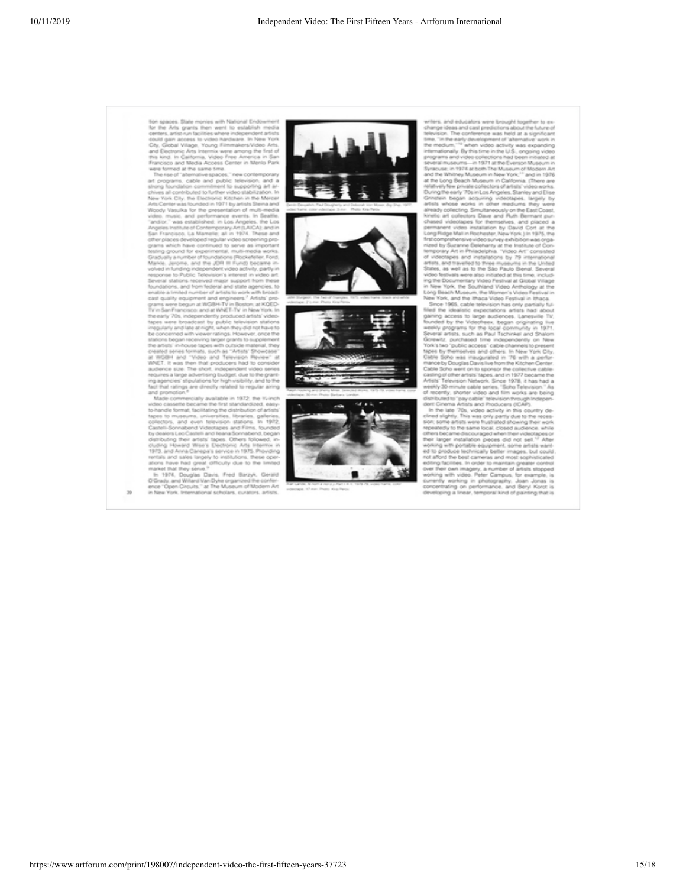tion spaces. State monies with National Endowment for the Arts grants then went to establish media centers, artist-run facilities where independent artists could gain access to video hardware. In New York City, Global Village, Young Filmmakers/Video Arts, and Electronic Arts Intermix were among the first of this kind. In California, Video Free America in San Francisco and Media Access Center in Menlo Park were formed at the same time.

The rise of "alternative spaces," new contemporary art programs, cable and public television, and a strong foundation commitment to supporting art archives all contributed to further video stabilization. In New York City, the Electronic Kitchen in the Mercer Arts Center was founded in 1971 by artists Steina and Woody Vasulka for the presentation of multi-media video, music, and performance events. In Seattle, "and/or," was established; in Los Angeles, the Los Angeles Institute of Contemporary Art (LAICA); and in San Francisco, La Mamelle; all in 1974. These and other places developed regular video screening programs which have continued to serve as important testing ground for experimental, multi-media works. Gradually a number of foundations (Rockefeller, Ford, Markle, Jerome, and the JDR III Fund) became involved in funding independent video activity, partly in response to Public Television's interest in video art. Several stations received major support from these foundations, and from federal and state agencies, to enable a limited number of artists to work with broadcast quality equipment and engineers.[7] Artists' programs were begun at WGBH-TV in Boston; at KQED-TV in San Francisco; and at WNET-TV in New York. In the early '70s, independently produced artists' videotapes were broadcast by public television stations irregularly and late at night, when they did not have to be concerned with viewer ratings. However, once the stations began receiving larger grants to supplement the artists' in-house tapes with outside material, they created series formats, such as "Artists' Showcase" at WGBH and "Video and Television Review" at WNET. It was then that producers had to consider audience size. The short, independent video series requires a large advertising budget, due to the granting agencies' stipulations for high visibility, and to the fact that ratings are directly related to regular airing and promotion.[8]

Made commercially available in 1972, the ¾-inch video cassette became the first standardized, easy-to-handle format, facilitating the distribution of artists' tapes to museums, universities, libraries, galleries, collectors, and even television stations. In 1972, Castelli-Sonnabend Videotapes and Films, founded by dealers Leo Castelli and Ileana Sonnabend, began distributing their artists' tapes. Others followed, including Howard Wise's Electronic Arts Intermix in 1973, and Anna Canepa's service in 1975. Providing rentals and sales largely to institutions, these operations have had great difficulty due to the limited market that they serve.[9]

In 1974, Douglas Davis, Fred Barzyk, Gerald O'Grady, and Willard Van Dyke organized the conference "Open Circuits," at The Museum of Modern Art in New York. International scholars, curators, artists,

Dennis Devalson, Paul Dougherty and Deborah Van Moser, *Big Ship*, 1977, video frame, color videotape, 3 min. Photo: Kira Perov.

John Sturgeon, *The Two of Triangles*, 1975, video frame, black and white videotape, 2½ min. Photo: Kira Perov.

Ralph Hocking and Sherry Miller, *Selected Works*, 1975–78, video frame, color videotape, 30 min. Photo: Barbara London.

Alan Lande, *Te Toh a Ho'u'u Part I & II*, 1978–79, video frame, color videotape, 17 min. Photo: Kira Perov.

writers, and educators were brought together to exchange ideas and cast predictions about the future of television. The conference was held at a significant time, "in the early development of 'alternative' work in the medium,"[10] when video activity was expanding internationally. By this time in the U.S., ongoing video programs and video collections had been initiated at several museums—in 1971 at the Everson Museum in Syracuse; in 1974 at both The Museum of Modern Art and the Whitney Museum in New York;[11] and in 1976 at the Long Beach Museum in California. (There are relatively few private collectors of artists' video works. During the early '70s in Los Angeles, Stanley and Elyse Grinstein began acquiring videotapes, largely by artists whose works in other mediums they were already collecting. Simultaneously on the East Coast, kinetic art collectors Dave and Ruth Bermant purchased videotapes for themselves, and placed a permanent video installation by David Cort at the Long Ridge Mall in Rochester, New York.) In 1975, the first comprehensive video survey exhibition was organized by Suzanne Delehanty at the Institute of Contemporary Art in Philadelphia. "Video Art" consisted of videotapes and installations by 79 international artists, and travelled to three museums in the United States, as well as to the São Paulo Bienal. Several video festivals were also initiated at this time, including the Documentary Video Festival at Global Village in New York, the Southland Video Anthology at the Long Beach Museum, the Women's Video Festival in New York, and the Ithaca Video Festival in Ithaca.

Since 1965, cable television has only partially fulfilled the idealistic expectations artists had about gaining access to large audiences. Lanesville TV, founded by the Videofreex, began originating live weekly programs for the local community in 1971. Several artists, such as Paul Tschinkel and Shalom Gorewitz, purchased time independently on New York's two "public access" cable channels to present tapes by themselves and others. In New York City, Cable Soho was inaugurated in '76 with a performance by Douglas Davis live from the Kitchen Center. Cable Soho went on to sponsor the collective cablecasting of other artists' tapes, and in 1977 became the Artists' Television Network. Since 1978, it has had a weekly 30-minute cable series, "Soho Television." As of recently, shorter video and film works are being distributed to "pay cable" television through Independent Cinema Artists and Producers (ICAP).

In the late '70s, video activity in this country declined slightly. This was only partly due to the recession; some artists were frustrated showing their work repeatedly to the same local, closed audience, while others became discouraged when their videotapes or their larger installation pieces did not sell.[12] After working with portable equipment, some artists wanted to produce technically better images, but could not afford the best cameras and most sophisticated editing facilities. In order to maintain greater control over their own imagery, a number of artists stopped working with video. Peter Campus, for example, is currently working in photography, Joan Jonas is concentrating on performance, and Beryl Korot is developing a linear, temporal kind of painting that is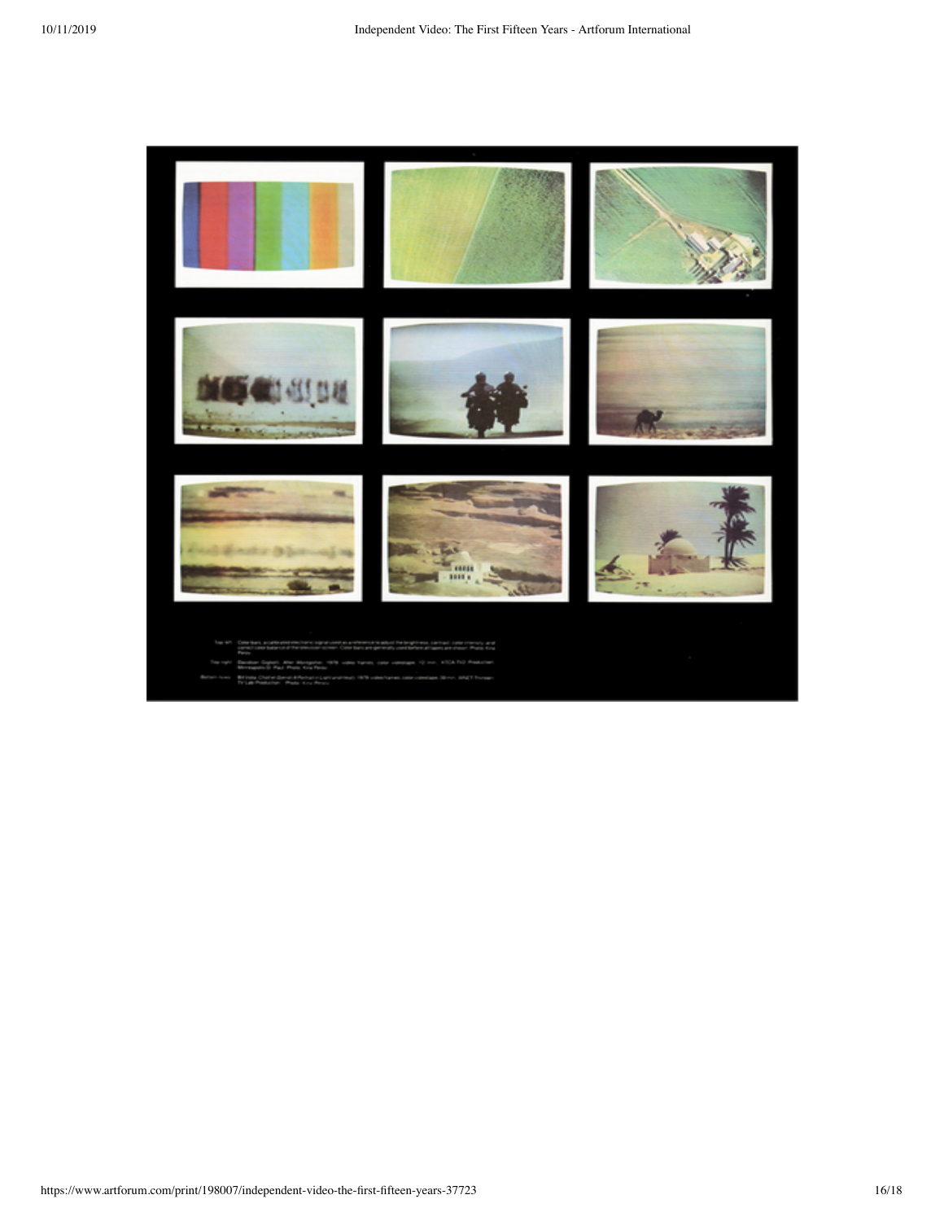Top left: Color bars, a calibrated electronic signal used as a reference to adjust the brightness, contrast, color intensity, and correct color balance of the television screen. Color bars are generally used before all tapes are shown. Photo: Kira Perov.

Top right: Davidson Gigliotti, After Montgolfier, 1979, video frames, color videotape, 12 min. KTCA-TV2 Production, Minneapolis-St. Paul. Photo: Kira Perov.

Bottom rows: Bill Viola, Chott el-Djerid (A Portrait in Light and Heat), 1979, video frames, color videotape, 28 min. WNET Thirteen TV Lab Production. Photo: Kira Perov.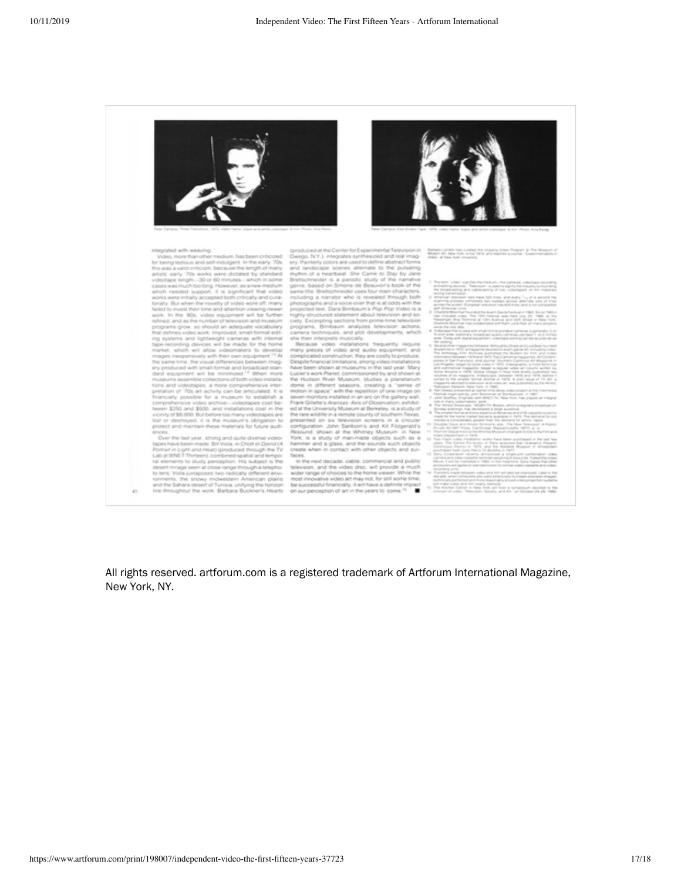All rights reserved. artforum.com is a registered trademark of Artforum International Magazine, New York, NY.